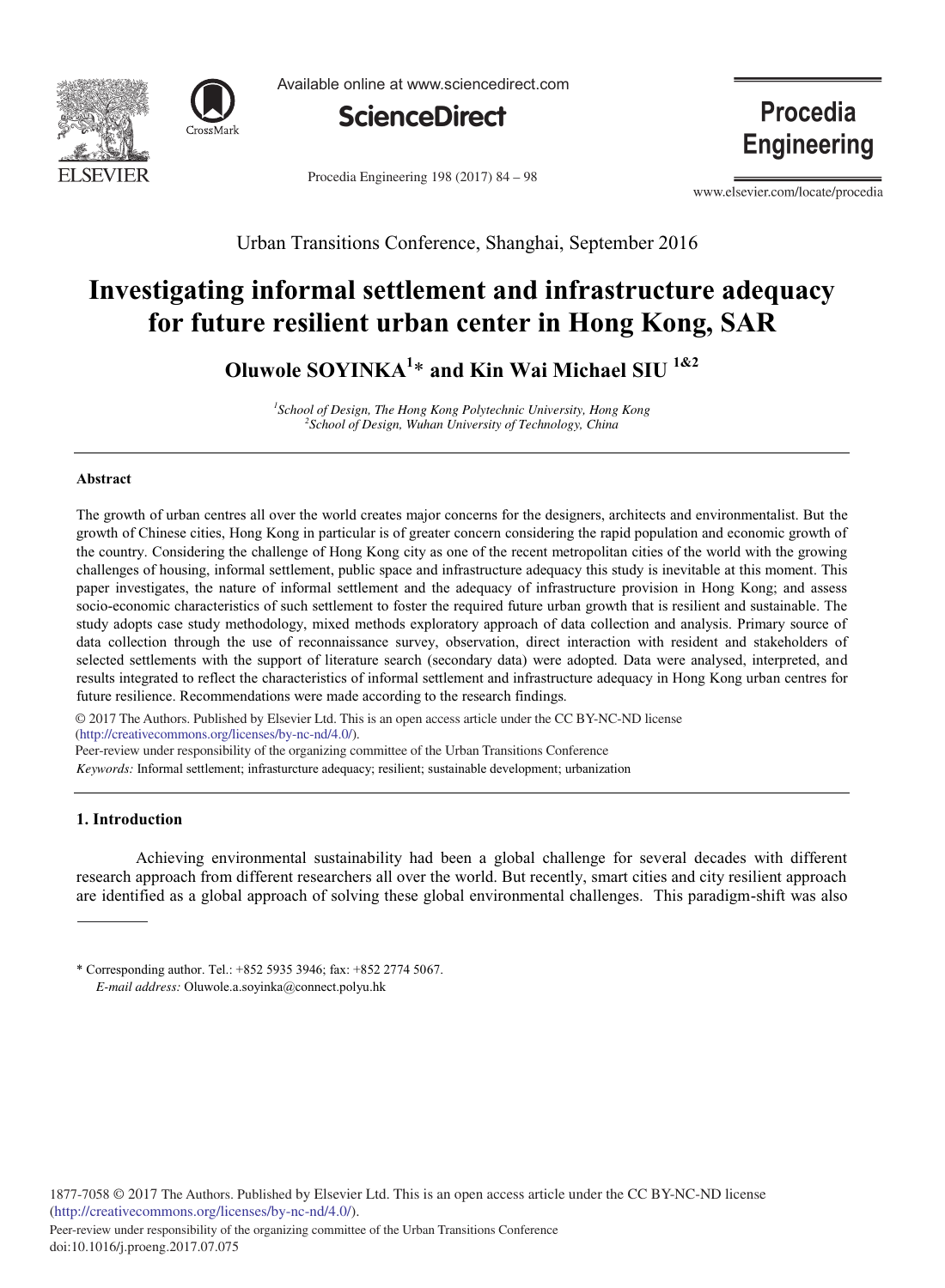Urban Transitions Conference, Shanghai, September 2016

# Investigating informal settlement and infrastructure adequacy for future resilient urban center in Hong Kong, SAR

**Oluwole SOYINKA[1]* and Kin Wai Michael SIU [1&2]**

[1]*School of Design, The Hong Kong Polytechnic University, Hong Kong*
[2]*School of Design, Wuhan University of Technology, China*

---

### Abstract

The growth of urban centres all over the world creates major concerns for the designers, architects and environmentalist. But the growth of Chinese cities, Hong Kong in particular is of greater concern considering the rapid population and economic growth of the country. Considering the challenge of Hong Kong city as one of the recent metropolitan cities of the world with the growing challenges of housing, informal settlement, public space and infrastructure adequacy this study is inevitable at this moment. This paper investigates, the nature of informal settlement and the adequacy of infrastructure provision in Hong Kong; and assess socio-economic characteristics of such settlement to foster the required future urban growth that is resilient and sustainable. The study adopts case study methodology, mixed methods exploratory approach of data collection and analysis. Primary source of data collection through the use of reconnaissance survey, observation, direct interaction with resident and stakeholders of selected settlements with the support of literature search (secondary data) were adopted. Data were analysed, interpreted, and results integrated to reflect the characteristics of informal settlement and infrastructure adequacy in Hong Kong urban centres for future resilience. Recommendations were made according to the research findings.

© 2017 The Authors. Published by Elsevier Ltd. This is an open access article under the CC BY-NC-ND license (http://creativecommons.org/licenses/by-nc-nd/4.0/).
Peer-review under responsibility of the organizing committee of the Urban Transitions Conference

*Keywords:* Informal settlement; infrasturcture adequacy; resilient; sustainable development; urbanization

---

## 1. Introduction

Achieving environmental sustainability had been a global challenge for several decades with different research approach from different researchers all over the world. But recently, smart cities and city resilient approach are identified as a global approach of solving these global environmental challenges. This paradigm-shift was also

---

\* Corresponding author. Tel.: +852 5935 3946; fax: +852 2774 5067.
*E-mail address:* Oluwole.a.soyinka@connect.polyu.hk

1877-7058 © 2017 The Authors. Published by Elsevier Ltd. This is an open access article under the CC BY-NC-ND license (http://creativecommons.org/licenses/by-nc-nd/4.0/).
Peer-review under responsibility of the organizing committee of the Urban Transitions Conference
doi:10.1016/j.proeng.2017.07.075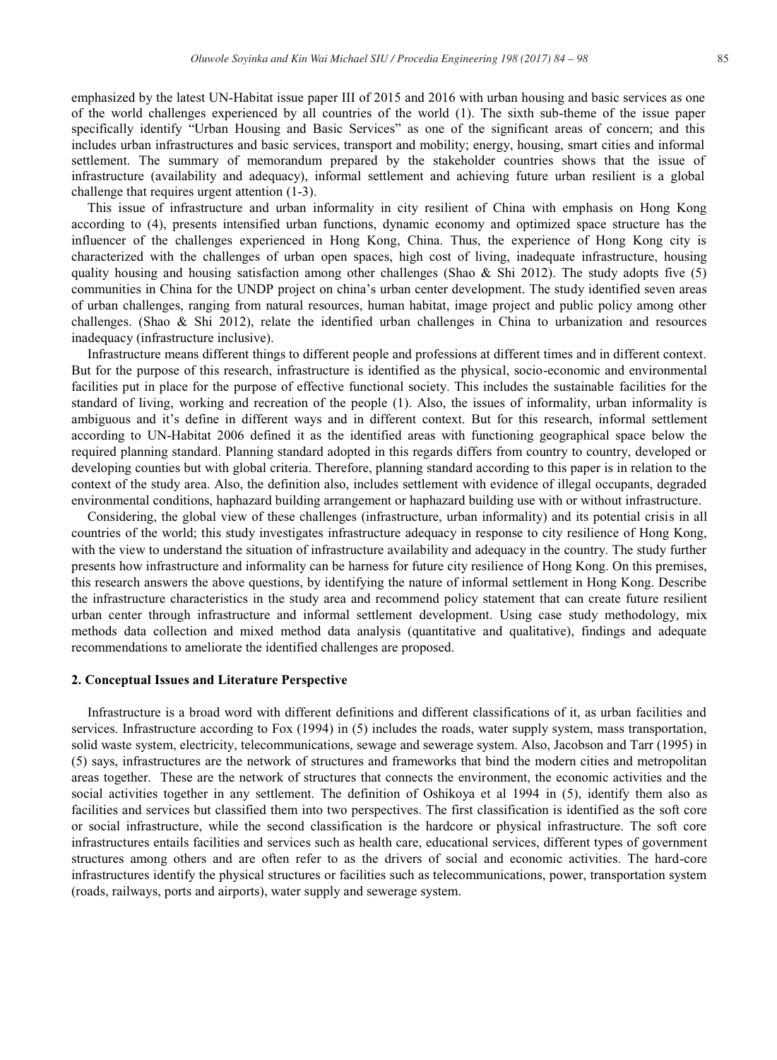emphasized by the latest UN-Habitat issue paper III of 2015 and 2016 with urban housing and basic services as one of the world challenges experienced by all countries of the world (1). The sixth sub-theme of the issue paper specifically identify "Urban Housing and Basic Services" as one of the significant areas of concern; and this includes urban infrastructures and basic services, transport and mobility; energy, housing, smart cities and informal settlement. The summary of memorandum prepared by the stakeholder countries shows that the issue of infrastructure (availability and adequacy), informal settlement and achieving future urban resilient is a global challenge that requires urgent attention (1-3).

This issue of infrastructure and urban informality in city resilient of China with emphasis on Hong Kong according to (4), presents intensified urban functions, dynamic economy and optimized space structure has the influencer of the challenges experienced in Hong Kong, China. Thus, the experience of Hong Kong city is characterized with the challenges of urban open spaces, high cost of living, inadequate infrastructure, housing quality housing and housing satisfaction among other challenges (Shao & Shi 2012). The study adopts five (5) communities in China for the UNDP project on china's urban center development. The study identified seven areas of urban challenges, ranging from natural resources, human habitat, image project and public policy among other challenges. (Shao & Shi 2012), relate the identified urban challenges in China to urbanization and resources inadequacy (infrastructure inclusive).

Infrastructure means different things to different people and professions at different times and in different context. But for the purpose of this research, infrastructure is identified as the physical, socio-economic and environmental facilities put in place for the purpose of effective functional society. This includes the sustainable facilities for the standard of living, working and recreation of the people (1). Also, the issues of informality, urban informality is ambiguous and it's define in different ways and in different context. But for this research, informal settlement according to UN-Habitat 2006 defined it as the identified areas with functioning geographical space below the required planning standard. Planning standard adopted in this regards differs from country to country, developed or developing counties but with global criteria. Therefore, planning standard according to this paper is in relation to the context of the study area. Also, the definition also, includes settlement with evidence of illegal occupants, degraded environmental conditions, haphazard building arrangement or haphazard building use with or without infrastructure.

Considering, the global view of these challenges (infrastructure, urban informality) and its potential crisis in all countries of the world; this study investigates infrastructure adequacy in response to city resilience of Hong Kong, with the view to understand the situation of infrastructure availability and adequacy in the country. The study further presents how infrastructure and informality can be harness for future city resilience of Hong Kong. On this premises, this research answers the above questions, by identifying the nature of informal settlement in Hong Kong. Describe the infrastructure characteristics in the study area and recommend policy statement that can create future resilient urban center through infrastructure and informal settlement development. Using case study methodology, mix methods data collection and mixed method data analysis (quantitative and qualitative), findings and adequate recommendations to ameliorate the identified challenges are proposed.

## 2. Conceptual Issues and Literature Perspective

Infrastructure is a broad word with different definitions and different classifications of it, as urban facilities and services. Infrastructure according to Fox (1994) in (5) includes the roads, water supply system, mass transportation, solid waste system, electricity, telecommunications, sewage and sewerage system. Also, Jacobson and Tarr (1995) in (5) says, infrastructures are the network of structures and frameworks that bind the modern cities and metropolitan areas together. These are the network of structures that connects the environment, the economic activities and the social activities together in any settlement. The definition of Oshikoya et al 1994 in (5), identify them also as facilities and services but classified them into two perspectives. The first classification is identified as the soft core or social infrastructure, while the second classification is the hardcore or physical infrastructure. The soft core infrastructures entails facilities and services such as health care, educational services, different types of government structures among others and are often refer to as the drivers of social and economic activities. The hard-core infrastructures identify the physical structures or facilities such as telecommunications, power, transportation system (roads, railways, ports and airports), water supply and sewerage system.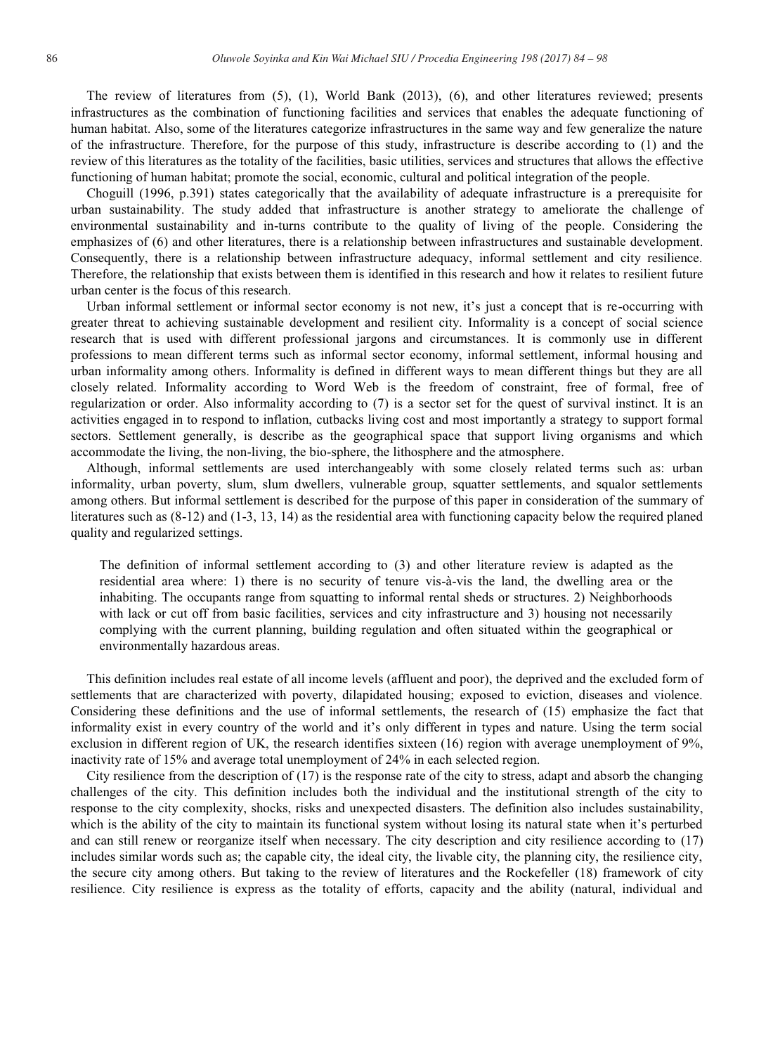The review of literatures from (5), (1), World Bank (2013), (6), and other literatures reviewed; presents infrastructures as the combination of functioning facilities and services that enables the adequate functioning of human habitat. Also, some of the literatures categorize infrastructures in the same way and few generalize the nature of the infrastructure. Therefore, for the purpose of this study, infrastructure is describe according to (1) and the review of this literatures as the totality of the facilities, basic utilities, services and structures that allows the effective functioning of human habitat; promote the social, economic, cultural and political integration of the people.

Choguill (1996, p.391) states categorically that the availability of adequate infrastructure is a prerequisite for urban sustainability. The study added that infrastructure is another strategy to ameliorate the challenge of environmental sustainability and in-turns contribute to the quality of living of the people. Considering the emphasizes of (6) and other literatures, there is a relationship between infrastructures and sustainable development. Consequently, there is a relationship between infrastructure adequacy, informal settlement and city resilience. Therefore, the relationship that exists between them is identified in this research and how it relates to resilient future urban center is the focus of this research.

Urban informal settlement or informal sector economy is not new, it's just a concept that is re-occurring with greater threat to achieving sustainable development and resilient city. Informality is a concept of social science research that is used with different professional jargons and circumstances. It is commonly use in different professions to mean different terms such as informal sector economy, informal settlement, informal housing and urban informality among others. Informality is defined in different ways to mean different things but they are all closely related. Informality according to Word Web is the freedom of constraint, free of formal, free of regularization or order. Also informality according to (7) is a sector set for the quest of survival instinct. It is an activities engaged in to respond to inflation, cutbacks living cost and most importantly a strategy to support formal sectors. Settlement generally, is describe as the geographical space that support living organisms and which accommodate the living, the non-living, the bio-sphere, the lithosphere and the atmosphere.

Although, informal settlements are used interchangeably with some closely related terms such as: urban informality, urban poverty, slum, slum dwellers, vulnerable group, squatter settlements, and squalor settlements among others. But informal settlement is described for the purpose of this paper in consideration of the summary of literatures such as (8-12) and (1-3, 13, 14) as the residential area with functioning capacity below the required planed quality and regularized settings.

> The definition of informal settlement according to (3) and other literature review is adapted as the residential area where: 1) there is no security of tenure vis-à-vis the land, the dwelling area or the inhabiting. The occupants range from squatting to informal rental sheds or structures. 2) Neighborhoods with lack or cut off from basic facilities, services and city infrastructure and 3) housing not necessarily complying with the current planning, building regulation and often situated within the geographical or environmentally hazardous areas.

This definition includes real estate of all income levels (affluent and poor), the deprived and the excluded form of settlements that are characterized with poverty, dilapidated housing; exposed to eviction, diseases and violence. Considering these definitions and the use of informal settlements, the research of (15) emphasize the fact that informality exist in every country of the world and it's only different in types and nature. Using the term social exclusion in different region of UK, the research identifies sixteen (16) region with average unemployment of 9%, inactivity rate of 15% and average total unemployment of 24% in each selected region.

City resilience from the description of (17) is the response rate of the city to stress, adapt and absorb the changing challenges of the city. This definition includes both the individual and the institutional strength of the city to response to the city complexity, shocks, risks and unexpected disasters. The definition also includes sustainability, which is the ability of the city to maintain its functional system without losing its natural state when it's perturbed and can still renew or reorganize itself when necessary. The city description and city resilience according to (17) includes similar words such as; the capable city, the ideal city, the livable city, the planning city, the resilience city, the secure city among others. But taking to the review of literatures and the Rockefeller (18) framework of city resilience. City resilience is express as the totality of efforts, capacity and the ability (natural, individual and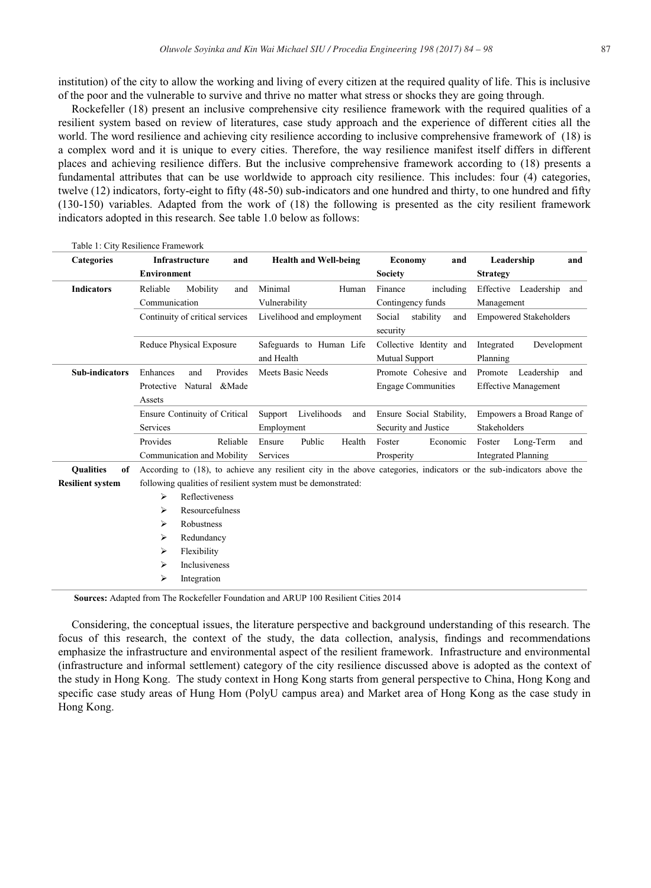institution) of the city to allow the working and living of every citizen at the required quality of life. This is inclusive of the poor and the vulnerable to survive and thrive no matter what stress or shocks they are going through.

Rockefeller (18) present an inclusive comprehensive city resilience framework with the required qualities of a resilient system based on review of literatures, case study approach and the experience of different cities all the world. The word resilience and achieving city resilience according to inclusive comprehensive framework of (18) is a complex word and it is unique to every cities. Therefore, the way resilience manifest itself differs in different places and achieving resilience differs. But the inclusive comprehensive framework according to (18) presents a fundamental attributes that can be use worldwide to approach city resilience. This includes: four (4) categories, twelve (12) indicators, forty-eight to fifty (48-50) sub-indicators and one hundred and thirty, to one hundred and fifty (130-150) variables. Adapted from the work of (18) the following is presented as the city resilient framework indicators adopted in this research. See table 1.0 below as follows:

Table 1: City Resilience Framework

| **Categories** | **Infrastructure and Environment** | **Health and Well-being** | **Economy and Society** | **Leadership and Strategy** |
|---|---|---|---|---|
| **Indicators** | Reliable Mobility and Communication | Minimal Human Vulnerability | Finance including Contingency funds | Effective Leadership and Management |
| | Continuity of critical services | Livelihood and employment | Social stability and security | Empowered Stakeholders |
| | Reduce Physical Exposure | Safeguards to Human Life and Health | Collective Identity and Mutual Support | Integrated Development Planning |
| **Sub-indicators** | Enhances and Provides Protective Natural &Made Assets | Meets Basic Needs | Promote Cohesive and Engage Communities | Promote Leadership and Effective Management |
| | Ensure Continuity of Critical Services | Support Livelihoods and Employment | Ensure Social Stability, Security and Justice | Empowers a Broad Range of Stakeholders |
| | Provides Reliable Communication and Mobility | Ensure Public Health Services | Foster Economic Prosperity | Foster Long-Term and Integrated Planning |
| **Qualities of Resilient system** | According to (18), to achieve any resilient city in the above categories, indicators or the sub-indicators above the following qualities of resilient system must be demonstrated:<br>➢ Reflectiveness<br>➢ Resourcefulness<br>➢ Robustness<br>➢ Redundancy<br>➢ Flexibility<br>➢ Inclusiveness<br>➢ Integration | | | |

**Sources:** Adapted from The Rockefeller Foundation and ARUP 100 Resilient Cities 2014

Considering, the conceptual issues, the literature perspective and background understanding of this research. The focus of this research, the context of the study, the data collection, analysis, findings and recommendations emphasize the infrastructure and environmental aspect of the resilient framework. Infrastructure and environmental (infrastructure and informal settlement) category of the city resilience discussed above is adopted as the context of the study in Hong Kong. The study context in Hong Kong starts from general perspective to China, Hong Kong and specific case study areas of Hung Hom (PolyU campus area) and Market area of Hong Kong as the case study in Hong Kong.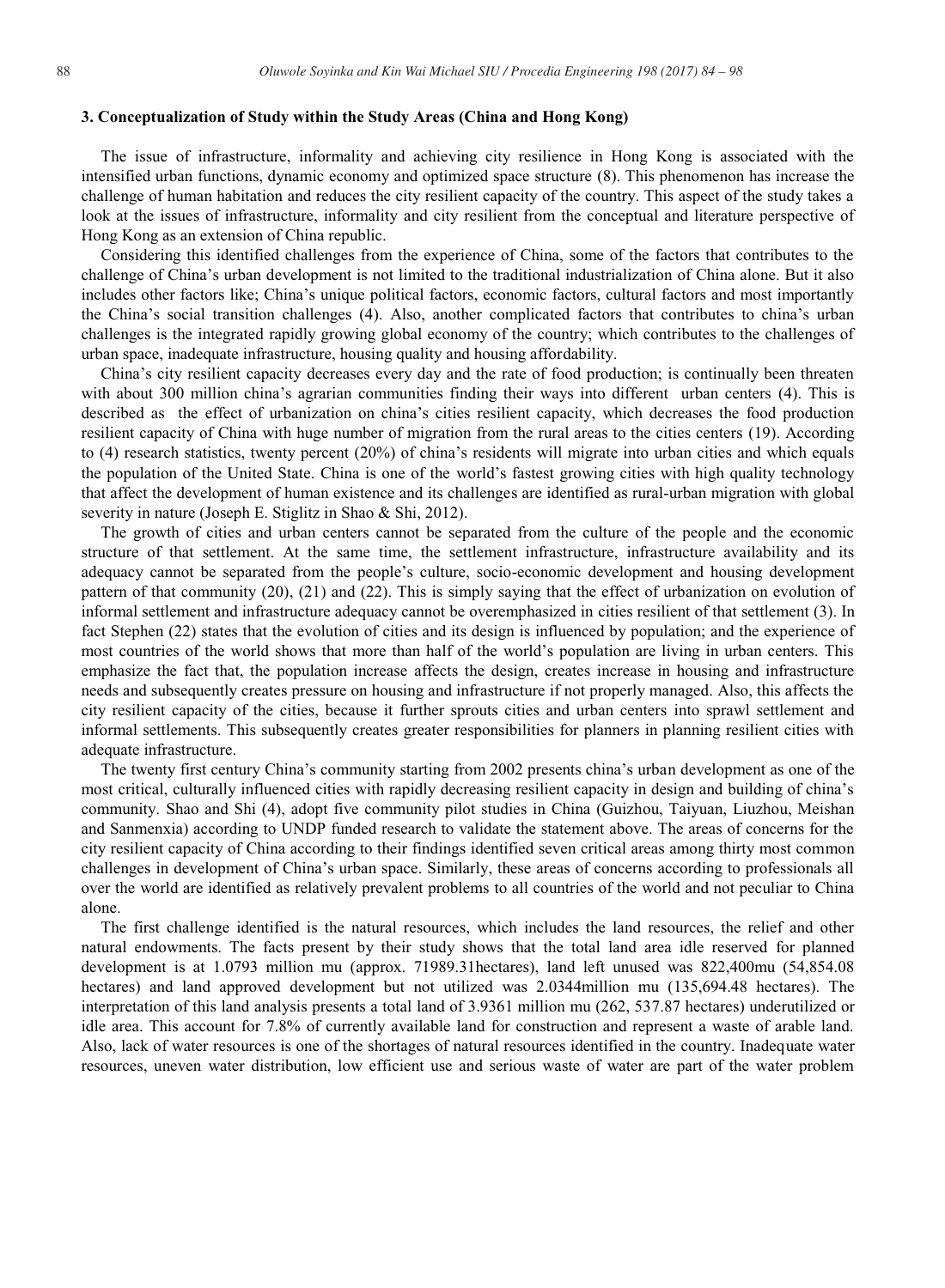## 3. Conceptualization of Study within the Study Areas (China and Hong Kong)

The issue of infrastructure, informality and achieving city resilience in Hong Kong is associated with the intensified urban functions, dynamic economy and optimized space structure (8). This phenomenon has increase the challenge of human habitation and reduces the city resilient capacity of the country. This aspect of the study takes a look at the issues of infrastructure, informality and city resilient from the conceptual and literature perspective of Hong Kong as an extension of China republic.

Considering this identified challenges from the experience of China, some of the factors that contributes to the challenge of China's urban development is not limited to the traditional industrialization of China alone. But it also includes other factors like; China's unique political factors, economic factors, cultural factors and most importantly the China's social transition challenges (4). Also, another complicated factors that contributes to china's urban challenges is the integrated rapidly growing global economy of the country; which contributes to the challenges of urban space, inadequate infrastructure, housing quality and housing affordability.

China's city resilient capacity decreases every day and the rate of food production; is continually been threaten with about 300 million china's agrarian communities finding their ways into different urban centers (4). This is described as the effect of urbanization on china's cities resilient capacity, which decreases the food production resilient capacity of China with huge number of migration from the rural areas to the cities centers (19). According to (4) research statistics, twenty percent (20%) of china's residents will migrate into urban cities and which equals the population of the United State. China is one of the world's fastest growing cities with high quality technology that affect the development of human existence and its challenges are identified as rural-urban migration with global severity in nature (Joseph E. Stiglitz in Shao & Shi, 2012).

The growth of cities and urban centers cannot be separated from the culture of the people and the economic structure of that settlement. At the same time, the settlement infrastructure, infrastructure availability and its adequacy cannot be separated from the people's culture, socio-economic development and housing development pattern of that community (20), (21) and (22). This is simply saying that the effect of urbanization on evolution of informal settlement and infrastructure adequacy cannot be overemphasized in cities resilient of that settlement (3). In fact Stephen (22) states that the evolution of cities and its design is influenced by population; and the experience of most countries of the world shows that more than half of the world's population are living in urban centers. This emphasize the fact that, the population increase affects the design, creates increase in housing and infrastructure needs and subsequently creates pressure on housing and infrastructure if not properly managed. Also, this affects the city resilient capacity of the cities, because it further sprouts cities and urban centers into sprawl settlement and informal settlements. This subsequently creates greater responsibilities for planners in planning resilient cities with adequate infrastructure.

The twenty first century China's community starting from 2002 presents china's urban development as one of the most critical, culturally influenced cities with rapidly decreasing resilient capacity in design and building of china's community. Shao and Shi (4), adopt five community pilot studies in China (Guizhou, Taiyuan, Liuzhou, Meishan and Sanmenxia) according to UNDP funded research to validate the statement above. The areas of concerns for the city resilient capacity of China according to their findings identified seven critical areas among thirty most common challenges in development of China's urban space. Similarly, these areas of concerns according to professionals all over the world are identified as relatively prevalent problems to all countries of the world and not peculiar to China alone.

The first challenge identified is the natural resources, which includes the land resources, the relief and other natural endowments. The facts present by their study shows that the total land area idle reserved for planned development is at 1.0793 million mu (approx. 71989.31hectares), land left unused was 822,400mu (54,854.08 hectares) and land approved development but not utilized was 2.0344million mu (135,694.48 hectares). The interpretation of this land analysis presents a total land of 3.9361 million mu (262, 537.87 hectares) underutilized or idle area. This account for 7.8% of currently available land for construction and represent a waste of arable land. Also, lack of water resources is one of the shortages of natural resources identified in the country. Inadequate water resources, uneven water distribution, low efficient use and serious waste of water are part of the water problem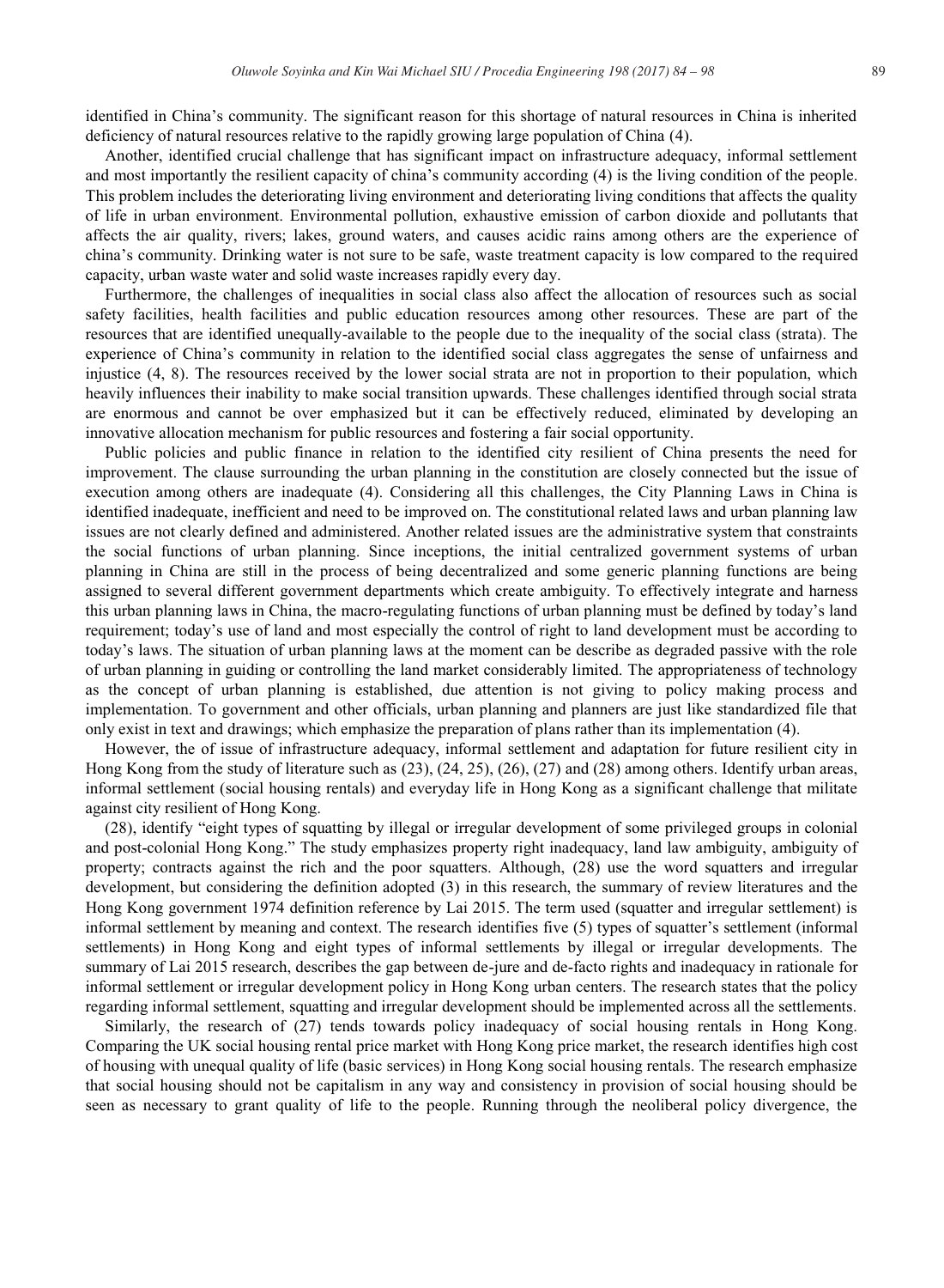identified in China's community. The significant reason for this shortage of natural resources in China is inherited deficiency of natural resources relative to the rapidly growing large population of China (4).

Another, identified crucial challenge that has significant impact on infrastructure adequacy, informal settlement and most importantly the resilient capacity of china's community according (4) is the living condition of the people. This problem includes the deteriorating living environment and deteriorating living conditions that affects the quality of life in urban environment. Environmental pollution, exhaustive emission of carbon dioxide and pollutants that affects the air quality, rivers; lakes, ground waters, and causes acidic rains among others are the experience of china's community. Drinking water is not sure to be safe, waste treatment capacity is low compared to the required capacity, urban waste water and solid waste increases rapidly every day.

Furthermore, the challenges of inequalities in social class also affect the allocation of resources such as social safety facilities, health facilities and public education resources among other resources. These are part of the resources that are identified unequally-available to the people due to the inequality of the social class (strata). The experience of China's community in relation to the identified social class aggregates the sense of unfairness and injustice (4, 8). The resources received by the lower social strata are not in proportion to their population, which heavily influences their inability to make social transition upwards. These challenges identified through social strata are enormous and cannot be over emphasized but it can be effectively reduced, eliminated by developing an innovative allocation mechanism for public resources and fostering a fair social opportunity.

Public policies and public finance in relation to the identified city resilient of China presents the need for improvement. The clause surrounding the urban planning in the constitution are closely connected but the issue of execution among others are inadequate (4). Considering all this challenges, the City Planning Laws in China is identified inadequate, inefficient and need to be improved on. The constitutional related laws and urban planning law issues are not clearly defined and administered. Another related issues are the administrative system that constraints the social functions of urban planning. Since inceptions, the initial centralized government systems of urban planning in China are still in the process of being decentralized and some generic planning functions are being assigned to several different government departments which create ambiguity. To effectively integrate and harness this urban planning laws in China, the macro-regulating functions of urban planning must be defined by today's land requirement; today's use of land and most especially the control of right to land development must be according to today's laws. The situation of urban planning laws at the moment can be describe as degraded passive with the role of urban planning in guiding or controlling the land market considerably limited. The appropriateness of technology as the concept of urban planning is established, due attention is not giving to policy making process and implementation. To government and other officials, urban planning and planners are just like standardized file that only exist in text and drawings; which emphasize the preparation of plans rather than its implementation (4).

However, the of issue of infrastructure adequacy, informal settlement and adaptation for future resilient city in Hong Kong from the study of literature such as (23), (24, 25), (26), (27) and (28) among others. Identify urban areas, informal settlement (social housing rentals) and everyday life in Hong Kong as a significant challenge that militate against city resilient of Hong Kong.

(28), identify "eight types of squatting by illegal or irregular development of some privileged groups in colonial and post-colonial Hong Kong." The study emphasizes property right inadequacy, land law ambiguity, ambiguity of property; contracts against the rich and the poor squatters. Although, (28) use the word squatters and irregular development, but considering the definition adopted (3) in this research, the summary of review literatures and the Hong Kong government 1974 definition reference by Lai 2015. The term used (squatter and irregular settlement) is informal settlement by meaning and context. The research identifies five (5) types of squatter's settlement (informal settlements) in Hong Kong and eight types of informal settlements by illegal or irregular developments. The summary of Lai 2015 research, describes the gap between de-jure and de-facto rights and inadequacy in rationale for informal settlement or irregular development policy in Hong Kong urban centers. The research states that the policy regarding informal settlement, squatting and irregular development should be implemented across all the settlements.

Similarly, the research of (27) tends towards policy inadequacy of social housing rentals in Hong Kong. Comparing the UK social housing rental price market with Hong Kong price market, the research identifies high cost of housing with unequal quality of life (basic services) in Hong Kong social housing rentals. The research emphasize that social housing should not be capitalism in any way and consistency in provision of social housing should be seen as necessary to grant quality of life to the people. Running through the neoliberal policy divergence, the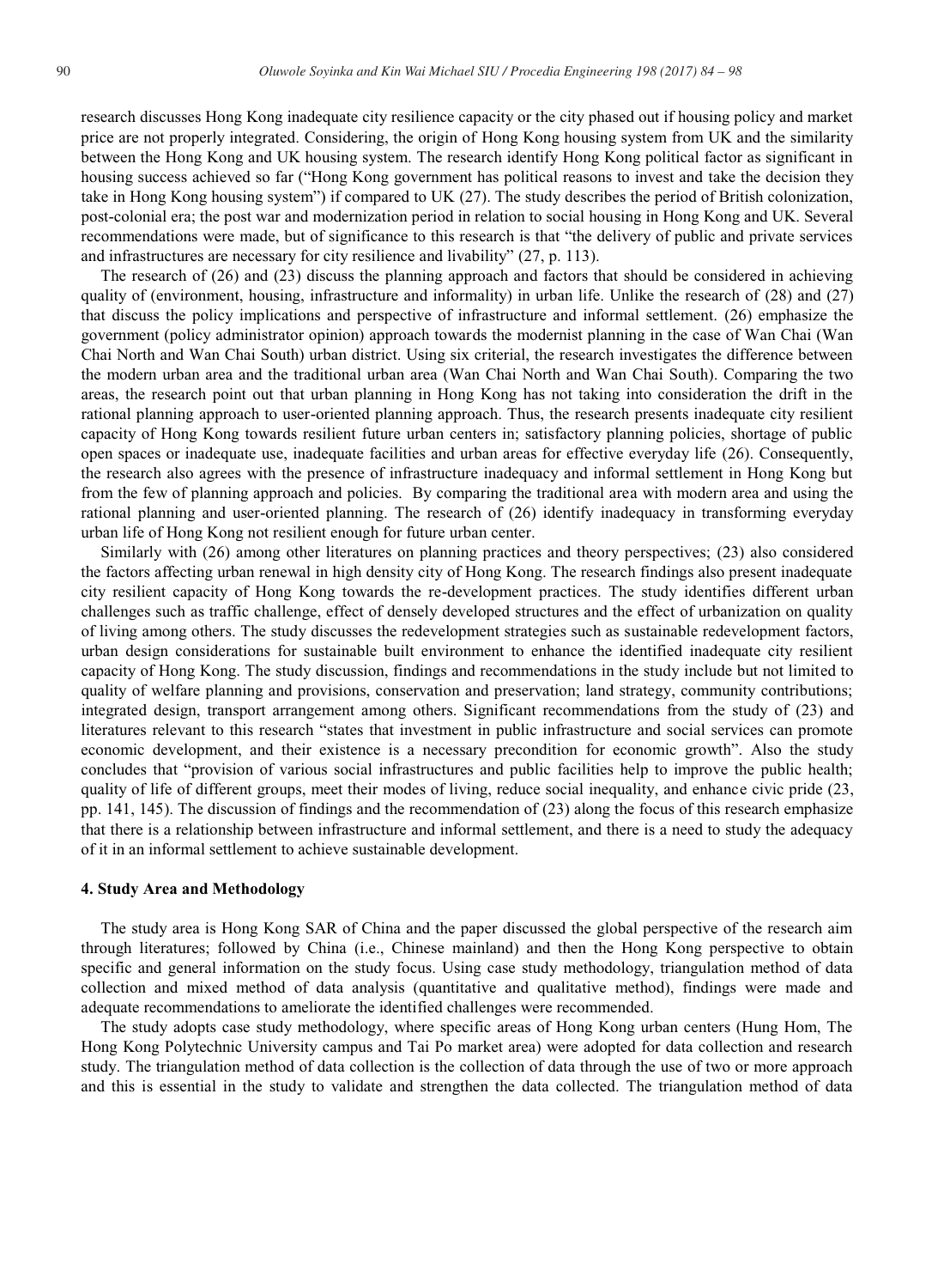research discusses Hong Kong inadequate city resilience capacity or the city phased out if housing policy and market price are not properly integrated. Considering, the origin of Hong Kong housing system from UK and the similarity between the Hong Kong and UK housing system. The research identify Hong Kong political factor as significant in housing success achieved so far ("Hong Kong government has political reasons to invest and take the decision they take in Hong Kong housing system") if compared to UK (27). The study describes the period of British colonization, post-colonial era; the post war and modernization period in relation to social housing in Hong Kong and UK. Several recommendations were made, but of significance to this research is that "the delivery of public and private services and infrastructures are necessary for city resilience and livability" (27, p. 113).

The research of (26) and (23) discuss the planning approach and factors that should be considered in achieving quality of (environment, housing, infrastructure and informality) in urban life. Unlike the research of (28) and (27) that discuss the policy implications and perspective of infrastructure and informal settlement. (26) emphasize the government (policy administrator opinion) approach towards the modernist planning in the case of Wan Chai (Wan Chai North and Wan Chai South) urban district. Using six criterial, the research investigates the difference between the modern urban area and the traditional urban area (Wan Chai North and Wan Chai South). Comparing the two areas, the research point out that urban planning in Hong Kong has not taking into consideration the drift in the rational planning approach to user-oriented planning approach. Thus, the research presents inadequate city resilient capacity of Hong Kong towards resilient future urban centers in; satisfactory planning policies, shortage of public open spaces or inadequate use, inadequate facilities and urban areas for effective everyday life (26). Consequently, the research also agrees with the presence of infrastructure inadequacy and informal settlement in Hong Kong but from the few of planning approach and policies. By comparing the traditional area with modern area and using the rational planning and user-oriented planning. The research of (26) identify inadequacy in transforming everyday urban life of Hong Kong not resilient enough for future urban center.

Similarly with (26) among other literatures on planning practices and theory perspectives; (23) also considered the factors affecting urban renewal in high density city of Hong Kong. The research findings also present inadequate city resilient capacity of Hong Kong towards the re-development practices. The study identifies different urban challenges such as traffic challenge, effect of densely developed structures and the effect of urbanization on quality of living among others. The study discusses the redevelopment strategies such as sustainable redevelopment factors, urban design considerations for sustainable built environment to enhance the identified inadequate city resilient capacity of Hong Kong. The study discussion, findings and recommendations in the study include but not limited to quality of welfare planning and provisions, conservation and preservation; land strategy, community contributions; integrated design, transport arrangement among others. Significant recommendations from the study of (23) and literatures relevant to this research "states that investment in public infrastructure and social services can promote economic development, and their existence is a necessary precondition for economic growth". Also the study concludes that "provision of various social infrastructures and public facilities help to improve the public health; quality of life of different groups, meet their modes of living, reduce social inequality, and enhance civic pride (23, pp. 141, 145). The discussion of findings and the recommendation of (23) along the focus of this research emphasize that there is a relationship between infrastructure and informal settlement, and there is a need to study the adequacy of it in an informal settlement to achieve sustainable development.

## 4. Study Area and Methodology

The study area is Hong Kong SAR of China and the paper discussed the global perspective of the research aim through literatures; followed by China (i.e., Chinese mainland) and then the Hong Kong perspective to obtain specific and general information on the study focus. Using case study methodology, triangulation method of data collection and mixed method of data analysis (quantitative and qualitative method), findings were made and adequate recommendations to ameliorate the identified challenges were recommended.

The study adopts case study methodology, where specific areas of Hong Kong urban centers (Hung Hom, The Hong Kong Polytechnic University campus and Tai Po market area) were adopted for data collection and research study. The triangulation method of data collection is the collection of data through the use of two or more approach and this is essential in the study to validate and strengthen the data collected. The triangulation method of data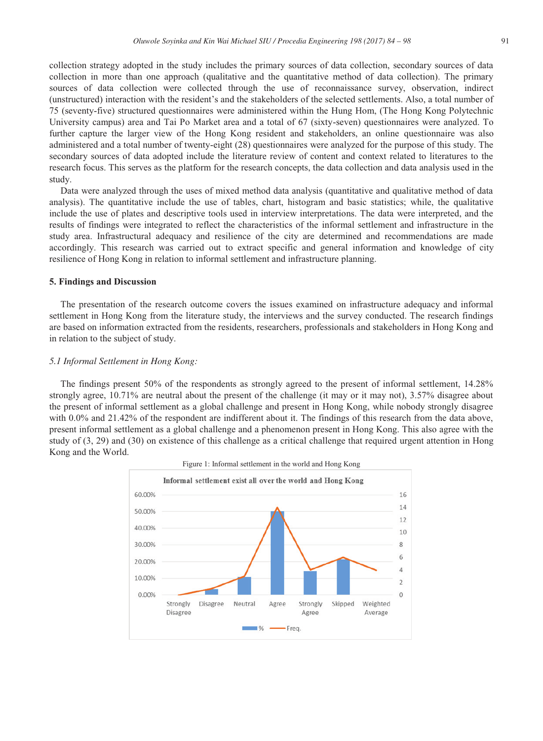collection strategy adopted in the study includes the primary sources of data collection, secondary sources of data collection in more than one approach (qualitative and the quantitative method of data collection). The primary sources of data collection were collected through the use of reconnaissance survey, observation, indirect (unstructured) interaction with the resident's and the stakeholders of the selected settlements. Also, a total number of 75 (seventy-five) structured questionnaires were administered within the Hung Hom, (The Hong Kong Polytechnic University campus) area and Tai Po Market area and a total of 67 (sixty-seven) questionnaires were analyzed. To further capture the larger view of the Hong Kong resident and stakeholders, an online questionnaire was also administered and a total number of twenty-eight (28) questionnaires were analyzed for the purpose of this study. The secondary sources of data adopted include the literature review of content and context related to literatures to the research focus. This serves as the platform for the research concepts, the data collection and data analysis used in the study.

Data were analyzed through the uses of mixed method data analysis (quantitative and qualitative method of data analysis). The quantitative include the use of tables, chart, histogram and basic statistics; while, the qualitative include the use of plates and descriptive tools used in interview interpretations. The data were interpreted, and the results of findings were integrated to reflect the characteristics of the informal settlement and infrastructure in the study area. Infrastructural adequacy and resilience of the city are determined and recommendations are made accordingly. This research was carried out to extract specific and general information and knowledge of city resilience of Hong Kong in relation to informal settlement and infrastructure planning.

## 5. Findings and Discussion

The presentation of the research outcome covers the issues examined on infrastructure adequacy and informal settlement in Hong Kong from the literature study, the interviews and the survey conducted. The research findings are based on information extracted from the residents, researchers, professionals and stakeholders in Hong Kong and in relation to the subject of study.

### *5.1 Informal Settlement in Hong Kong:*

The findings present 50% of the respondents as strongly agreed to the present of informal settlement, 14.28% strongly agree, 10.71% are neutral about the present of the challenge (it may or it may not), 3.57% disagree about the present of informal settlement as a global challenge and present in Hong Kong, while nobody strongly disagree with 0.0% and 21.42% of the respondent are indifferent about it. The findings of this research from the data above, present informal settlement as a global challenge and a phenomenon present in Hong Kong. This also agree with the study of (3, 29) and (30) on existence of this challenge as a critical challenge that required urgent attention in Hong Kong and the World.

Figure 1: Informal settlement in the world and Hong Kong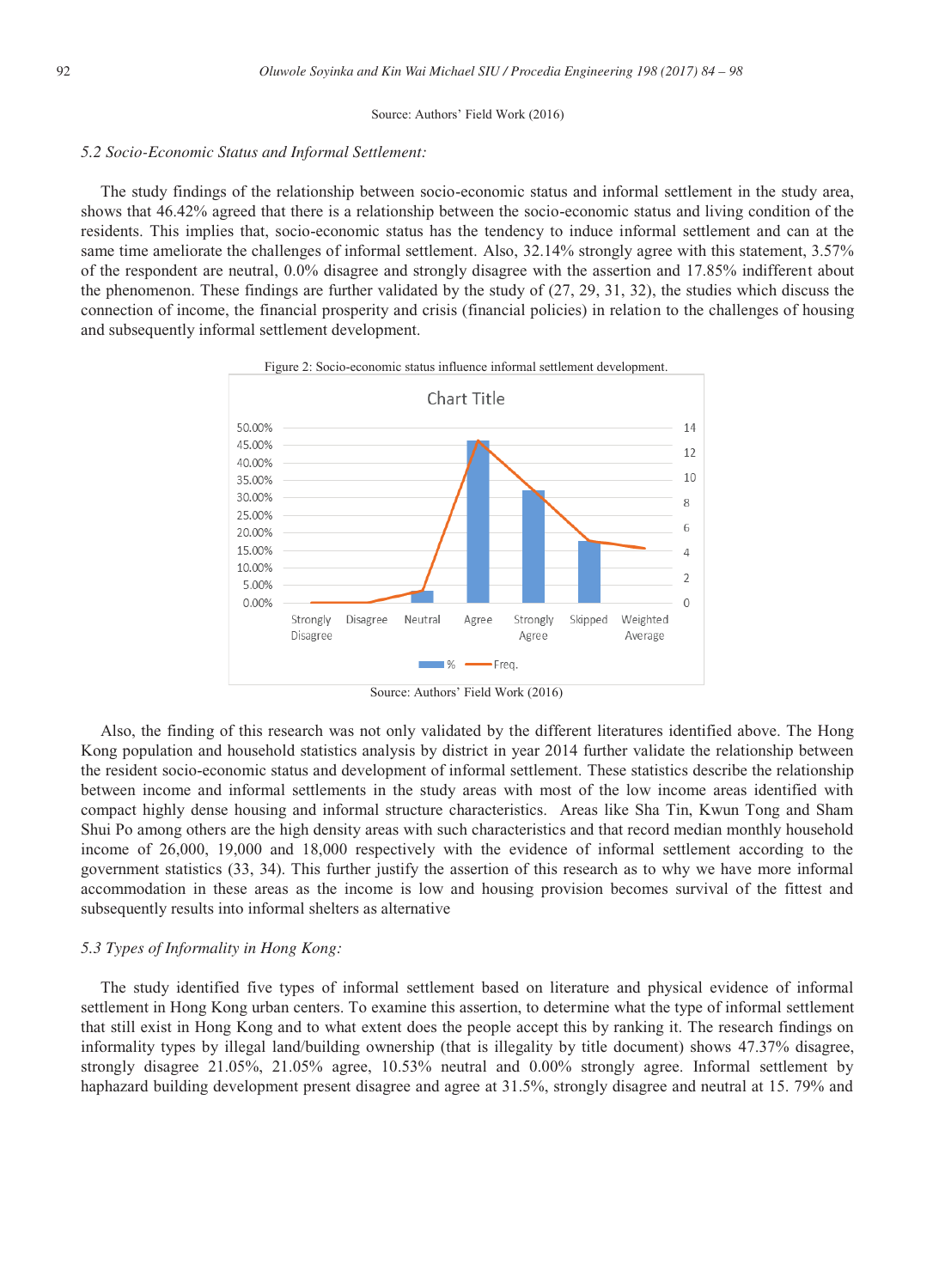Source: Authors' Field Work (2016)

### *5.2 Socio-Economic Status and Informal Settlement:*

The study findings of the relationship between socio-economic status and informal settlement in the study area, shows that 46.42% agreed that there is a relationship between the socio-economic status and living condition of the residents. This implies that, socio-economic status has the tendency to induce informal settlement and can at the same time ameliorate the challenges of informal settlement. Also, 32.14% strongly agree with this statement, 3.57% of the respondent are neutral, 0.0% disagree and strongly disagree with the assertion and 17.85% indifferent about the phenomenon. These findings are further validated by the study of (27, 29, 31, 32), the studies which discuss the connection of income, the financial prosperity and crisis (financial policies) in relation to the challenges of housing and subsequently informal settlement development.

Figure 2: Socio-economic status influence informal settlement development.

Source: Authors' Field Work (2016)

Also, the finding of this research was not only validated by the different literatures identified above. The Hong Kong population and household statistics analysis by district in year 2014 further validate the relationship between the resident socio-economic status and development of informal settlement. These statistics describe the relationship between income and informal settlements in the study areas with most of the low income areas identified with compact highly dense housing and informal structure characteristics. Areas like Sha Tin, Kwun Tong and Sham Shui Po among others are the high density areas with such characteristics and that record median monthly household income of 26,000, 19,000 and 18,000 respectively with the evidence of informal settlement according to the government statistics (33, 34). This further justify the assertion of this research as to why we have more informal accommodation in these areas as the income is low and housing provision becomes survival of the fittest and subsequently results into informal shelters as alternative

### *5.3 Types of Informality in Hong Kong:*

The study identified five types of informal settlement based on literature and physical evidence of informal settlement in Hong Kong urban centers. To examine this assertion, to determine what the type of informal settlement that still exist in Hong Kong and to what extent does the people accept this by ranking it. The research findings on informality types by illegal land/building ownership (that is illegality by title document) shows 47.37% disagree, strongly disagree 21.05%, 21.05% agree, 10.53% neutral and 0.00% strongly agree. Informal settlement by haphazard building development present disagree and agree at 31.5%, strongly disagree and neutral at 15. 79% and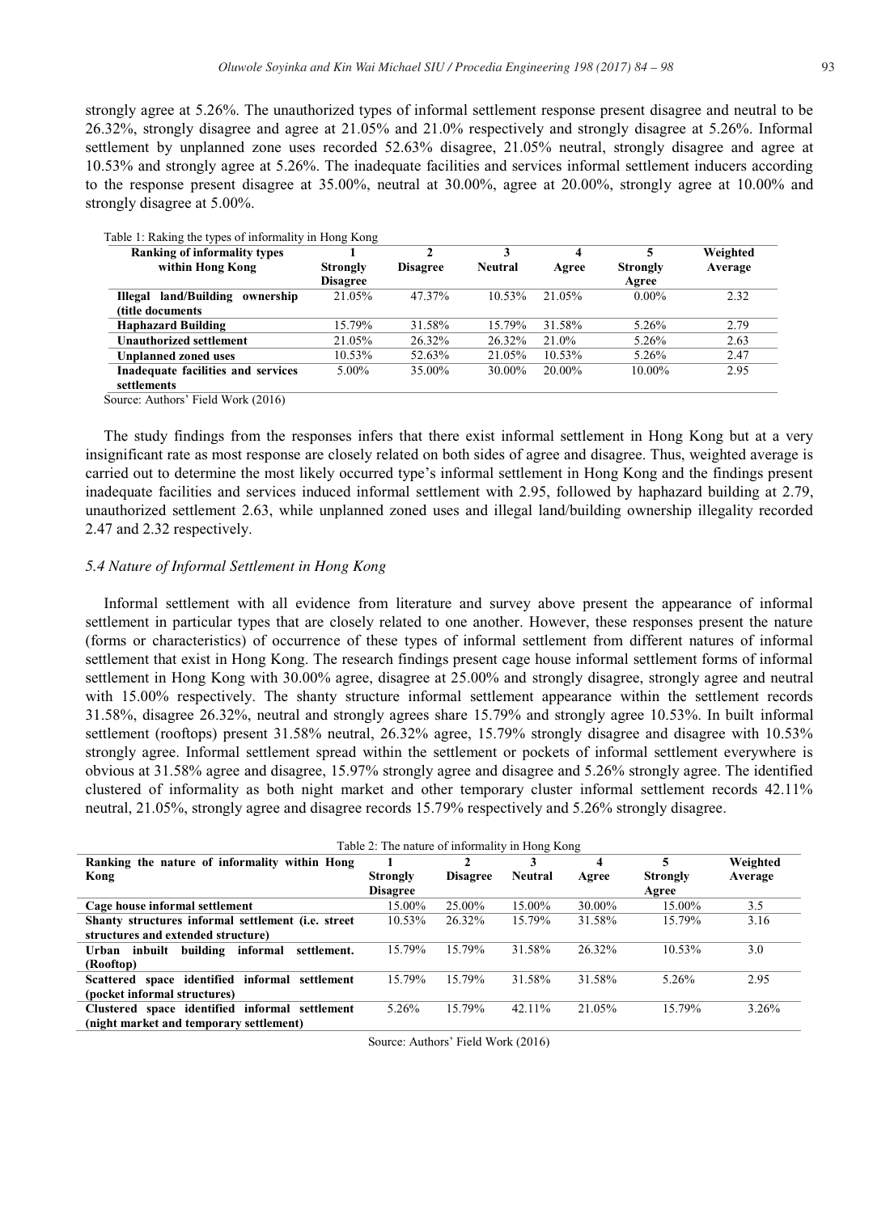strongly agree at 5.26%. The unauthorized types of informal settlement response present disagree and neutral to be 26.32%, strongly disagree and agree at 21.05% and 21.0% respectively and strongly disagree at 5.26%. Informal settlement by unplanned zone uses recorded 52.63% disagree, 21.05% neutral, strongly disagree and agree at 10.53% and strongly agree at 5.26%. The inadequate facilities and services informal settlement inducers according to the response present disagree at 35.00%, neutral at 30.00%, agree at 20.00%, strongly agree at 10.00% and strongly disagree at 5.00%.

Table 1: Raking the types of informality in Hong Kong

| Ranking of informality types within Hong Kong | 1 Strongly Disagree | 2 Disagree | 3 Neutral | 4 Agree | 5 Strongly Agree | Weighted Average |
|---|---|---|---|---|---|---|
| Illegal land/Building ownership (title documents | 21.05% | 47.37% | 10.53% | 21.05% | 0.00% | 2.32 |
| Haphazard Building | 15.79% | 31.58% | 15.79% | 31.58% | 5.26% | 2.79 |
| Unauthorized settlement | 21.05% | 26.32% | 26.32% | 21.0% | 5.26% | 2.63 |
| Unplanned zoned uses | 10.53% | 52.63% | 21.05% | 10.53% | 5.26% | 2.47 |
| Inadequate facilities and services settlements | 5.00% | 35.00% | 30.00% | 20.00% | 10.00% | 2.95 |

Source: Authors' Field Work (2016)

The study findings from the responses infers that there exist informal settlement in Hong Kong but at a very insignificant rate as most response are closely related on both sides of agree and disagree. Thus, weighted average is carried out to determine the most likely occurred type's informal settlement in Hong Kong and the findings present inadequate facilities and services induced informal settlement with 2.95, followed by haphazard building at 2.79, unauthorized settlement 2.63, while unplanned zoned uses and illegal land/building ownership illegality recorded 2.47 and 2.32 respectively.

### *5.4 Nature of Informal Settlement in Hong Kong*

Informal settlement with all evidence from literature and survey above present the appearance of informal settlement in particular types that are closely related to one another. However, these responses present the nature (forms or characteristics) of occurrence of these types of informal settlement from different natures of informal settlement that exist in Hong Kong. The research findings present cage house informal settlement forms of informal settlement in Hong Kong with 30.00% agree, disagree at 25.00% and strongly disagree, strongly agree and neutral with 15.00% respectively. The shanty structure informal settlement appearance within the settlement records 31.58%, disagree 26.32%, neutral and strongly agrees share 15.79% and strongly agree 10.53%. In built informal settlement (rooftops) present 31.58% neutral, 26.32% agree, 15.79% strongly disagree and disagree with 10.53% strongly agree. Informal settlement spread within the settlement or pockets of informal settlement everywhere is obvious at 31.58% agree and disagree, 15.97% strongly agree and disagree and 5.26% strongly agree. The identified clustered of informality as both night market and other temporary cluster informal settlement records 42.11% neutral, 21.05%, strongly agree and disagree records 15.79% respectively and 5.26% strongly disagree.

Table 2: The nature of informality in Hong Kong

| Ranking the nature of informality within Hong Kong | 1 Strongly Disagree | 2 Disagree | 3 Neutral | 4 Agree | 5 Strongly Agree | Weighted Average |
|---|---|---|---|---|---|---|
| Cage house informal settlement | 15.00% | 25.00% | 15.00% | 30.00% | 15.00% | 3.5 |
| Shanty structures informal settlement (i.e. street structures and extended structure) | 10.53% | 26.32% | 15.79% | 31.58% | 15.79% | 3.16 |
| Urban inbuilt building informal settlement. (Rooftop) | 15.79% | 15.79% | 31.58% | 26.32% | 10.53% | 3.0 |
| Scattered space identified informal settlement (pocket informal structures) | 15.79% | 15.79% | 31.58% | 31.58% | 5.26% | 2.95 |
| Clustered space identified informal settlement (night market and temporary settlement) | 5.26% | 15.79% | 42.11% | 21.05% | 15.79% | 3.26% |

Source: Authors' Field Work (2016)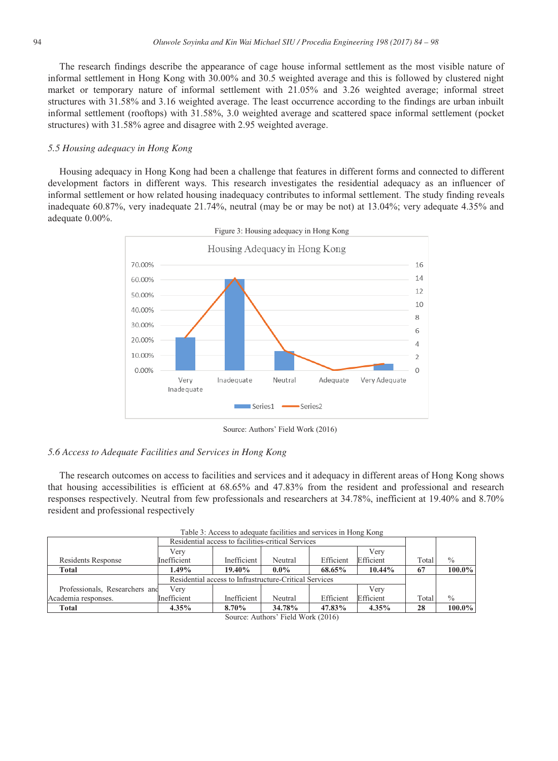The research findings describe the appearance of cage house informal settlement as the most visible nature of informal settlement in Hong Kong with 30.00% and 30.5 weighted average and this is followed by clustered night market or temporary nature of informal settlement with 21.05% and 3.26 weighted average; informal street structures with 31.58% and 3.16 weighted average. The least occurrence according to the findings are urban inbuilt informal settlement (rooftops) with 31.58%, 3.0 weighted average and scattered space informal settlement (pocket structures) with 31.58% agree and disagree with 2.95 weighted average.

### *5.5 Housing adequacy in Hong Kong*

Housing adequacy in Hong Kong had been a challenge that features in different forms and connected to different development factors in different ways. This research investigates the residential adequacy as an influencer of informal settlement or how related housing inadequacy contributes to informal settlement. The study finding reveals inadequate 60.87%, very inadequate 21.74%, neutral (may be or may be not) at 13.04%; very adequate 4.35% and adequate 0.00%.

Figure 3: Housing adequacy in Hong Kong

Source: Authors' Field Work (2016)

### *5.6 Access to Adequate Facilities and Services in Hong Kong*

The research outcomes on access to facilities and services and it adequacy in different areas of Hong Kong shows that housing accessibilities is efficient at 68.65% and 47.83% from the resident and professional and research responses respectively. Neutral from few professionals and researchers at 34.78%, inefficient at 19.40% and 8.70% resident and professional respectively

Table 3: Access to adequate facilities and services in Hong Kong

| | Residential access to facilities-critical Services | | | | | | |
|---|---|---|---|---|---|---|---|
| Residents Response | Very Inefficient | Inefficient | Neutral | Efficient | Very Efficient | Total | % |
| **Total** | **1.49%** | **19.40%** | **0.0%** | **68.65%** | **10.44%** | **67** | **100.0%** |
| | Residential access to Infrastructure-Critical Services | | | | | | |
| Professionals, Researchers and Academia responses. | Very Inefficient | Inefficient | Neutral | Efficient | Very Efficient | Total | % |
| **Total** | **4.35%** | **8.70%** | **34.78%** | **47.83%** | **4.35%** | **28** | **100.0%** |

Source: Authors' Field Work (2016)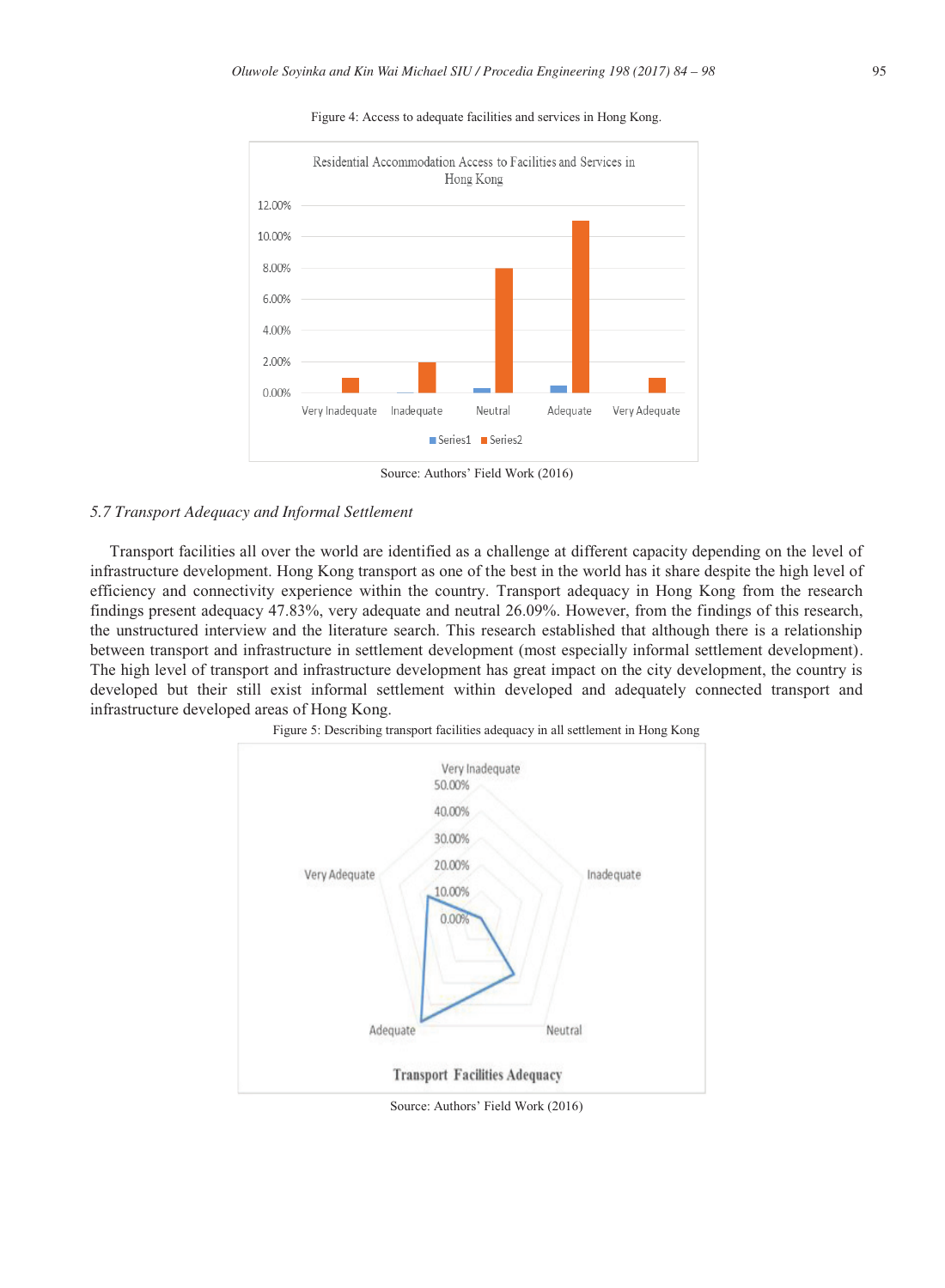Figure 4: Access to adequate facilities and services in Hong Kong.

Source: Authors' Field Work (2016)

### *5.7 Transport Adequacy and Informal Settlement*

Transport facilities all over the world are identified as a challenge at different capacity depending on the level of infrastructure development. Hong Kong transport as one of the best in the world has it share despite the high level of efficiency and connectivity experience within the country. Transport adequacy in Hong Kong from the research findings present adequacy 47.83%, very adequate and neutral 26.09%. However, from the findings of this research, the unstructured interview and the literature search. This research established that although there is a relationship between transport and infrastructure in settlement development (most especially informal settlement development). The high level of transport and infrastructure development has great impact on the city development, the country is developed but their still exist informal settlement within developed and adequately connected transport and infrastructure developed areas of Hong Kong.

Figure 5: Describing transport facilities adequacy in all settlement in Hong Kong

Source: Authors' Field Work (2016)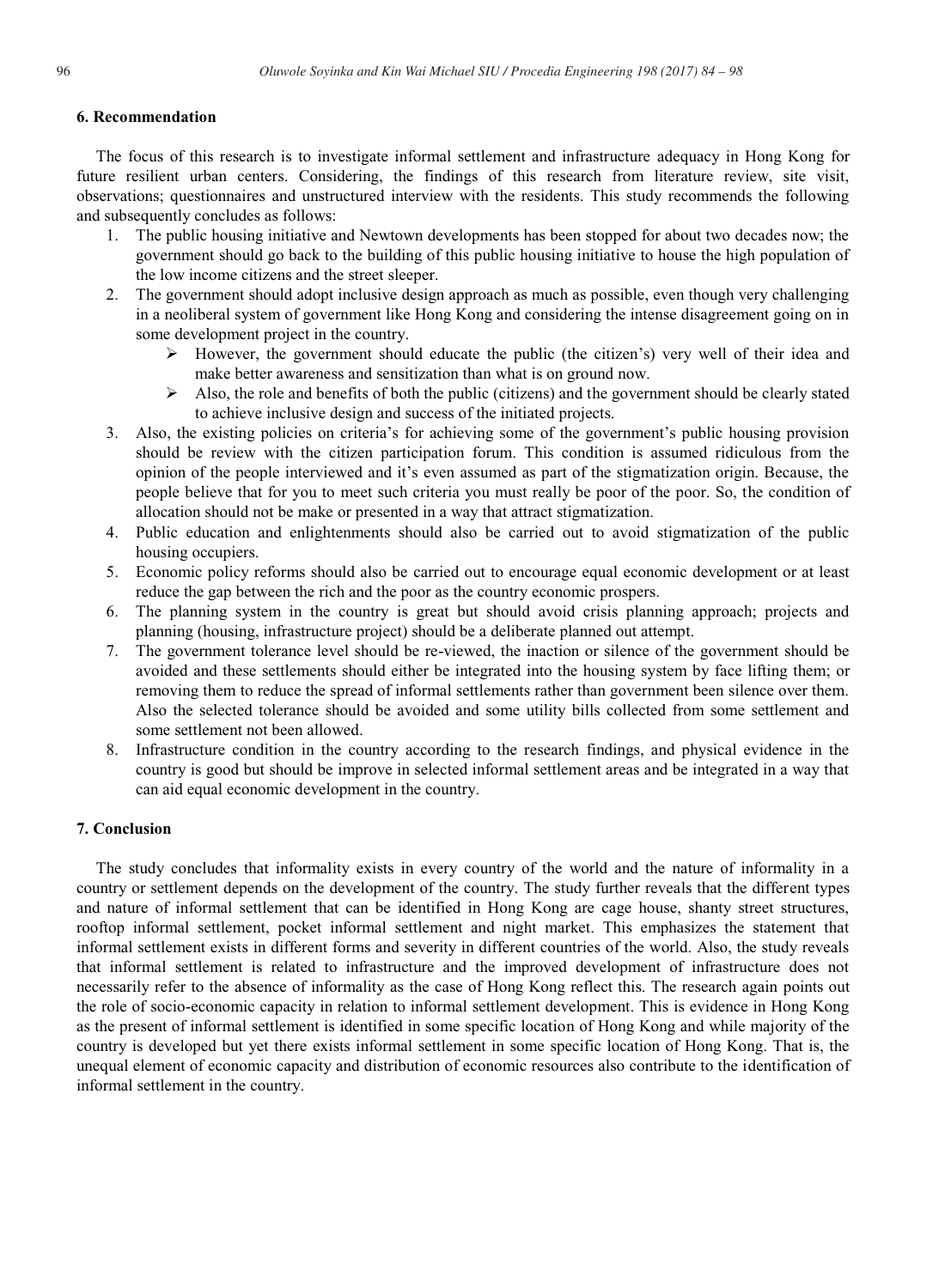### 6. Recommendation

The focus of this research is to investigate informal settlement and infrastructure adequacy in Hong Kong for future resilient urban centers. Considering, the findings of this research from literature review, site visit, observations; questionnaires and unstructured interview with the residents. This study recommends the following and subsequently concludes as follows:

1. The public housing initiative and Newtown developments has been stopped for about two decades now; the government should go back to the building of this public housing initiative to house the high population of the low income citizens and the street sleeper.
2. The government should adopt inclusive design approach as much as possible, even though very challenging in a neoliberal system of government like Hong Kong and considering the intense disagreement going on in some development project in the country.
    - ➢ However, the government should educate the public (the citizen's) very well of their idea and make better awareness and sensitization than what is on ground now.
    - ➢ Also, the role and benefits of both the public (citizens) and the government should be clearly stated to achieve inclusive design and success of the initiated projects.
3. Also, the existing policies on criteria's for achieving some of the government's public housing provision should be review with the citizen participation forum. This condition is assumed ridiculous from the opinion of the people interviewed and it's even assumed as part of the stigmatization origin. Because, the people believe that for you to meet such criteria you must really be poor of the poor. So, the condition of allocation should not be make or presented in a way that attract stigmatization.
4. Public education and enlightenments should also be carried out to avoid stigmatization of the public housing occupiers.
5. Economic policy reforms should also be carried out to encourage equal economic development or at least reduce the gap between the rich and the poor as the country economic prospers.
6. The planning system in the country is great but should avoid crisis planning approach; projects and planning (housing, infrastructure project) should be a deliberate planned out attempt.
7. The government tolerance level should be re-viewed, the inaction or silence of the government should be avoided and these settlements should either be integrated into the housing system by face lifting them; or removing them to reduce the spread of informal settlements rather than government been silence over them. Also the selected tolerance should be avoided and some utility bills collected from some settlement and some settlement not been allowed.
8. Infrastructure condition in the country according to the research findings, and physical evidence in the country is good but should be improve in selected informal settlement areas and be integrated in a way that can aid equal economic development in the country.

### 7. Conclusion

The study concludes that informality exists in every country of the world and the nature of informality in a country or settlement depends on the development of the country. The study further reveals that the different types and nature of informal settlement that can be identified in Hong Kong are cage house, shanty street structures, rooftop informal settlement, pocket informal settlement and night market. This emphasizes the statement that informal settlement exists in different forms and severity in different countries of the world. Also, the study reveals that informal settlement is related to infrastructure and the improved development of infrastructure does not necessarily refer to the absence of informality as the case of Hong Kong reflect this. The research again points out the role of socio-economic capacity in relation to informal settlement development. This is evidence in Hong Kong as the present of informal settlement is identified in some specific location of Hong Kong and while majority of the country is developed but yet there exists informal settlement in some specific location of Hong Kong. That is, the unequal element of economic capacity and distribution of economic resources also contribute to the identification of informal settlement in the country.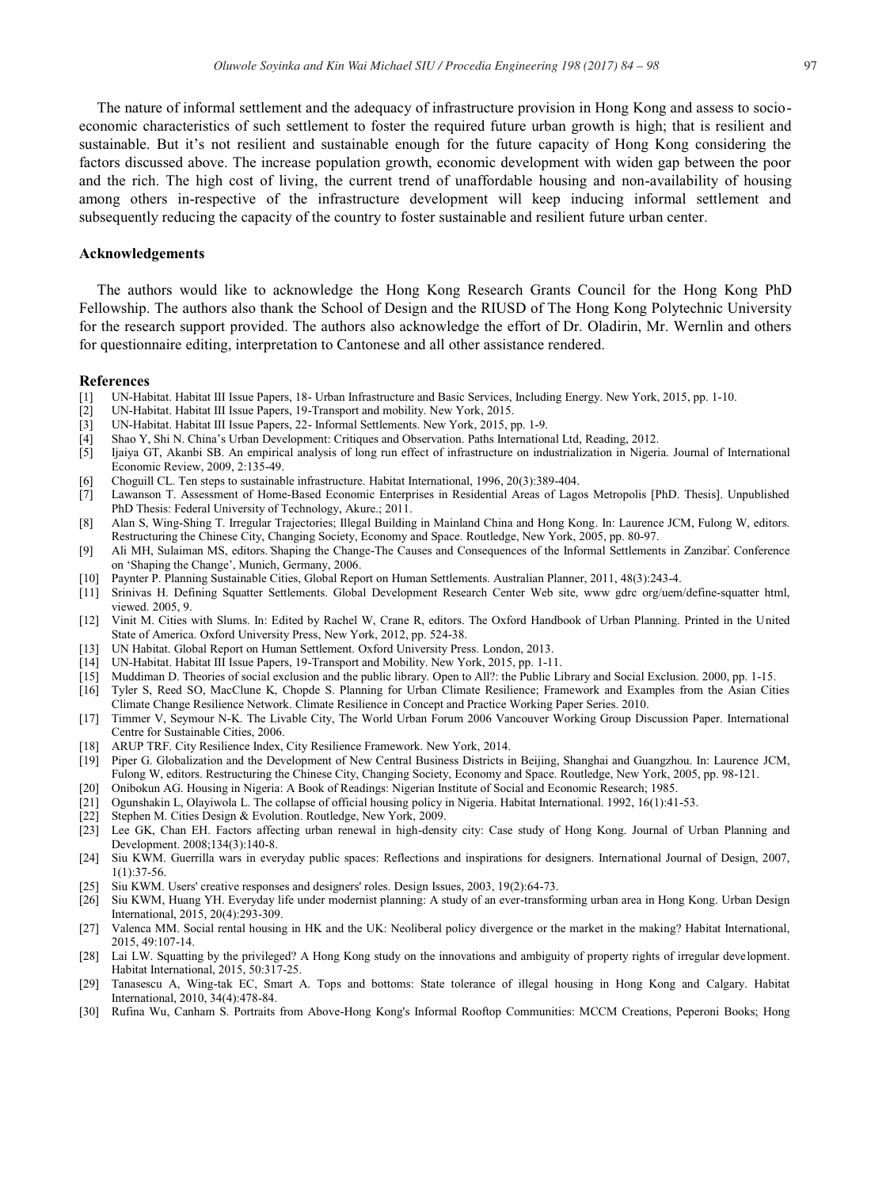The nature of informal settlement and the adequacy of infrastructure provision in Hong Kong and assess to socio-economic characteristics of such settlement to foster the required future urban growth is high; that is resilient and sustainable. But it's not resilient and sustainable enough for the future capacity of Hong Kong considering the factors discussed above. The increase population growth, economic development with widen gap between the poor and the rich. The high cost of living, the current trend of unaffordable housing and non-availability of housing among others in-respective of the infrastructure development will keep inducing informal settlement and subsequently reducing the capacity of the country to foster sustainable and resilient future urban center.

## Acknowledgements

The authors would like to acknowledge the Hong Kong Research Grants Council for the Hong Kong PhD Fellowship. The authors also thank the School of Design and the RIUSD of The Hong Kong Polytechnic University for the research support provided. The authors also acknowledge the effort of Dr. Oladirin, Mr. Wernlin and others for questionnaire editing, interpretation to Cantonese and all other assistance rendered.

## References

[1] UN-Habitat. Habitat III Issue Papers, 18- Urban Infrastructure and Basic Services, Including Energy. New York, 2015, pp. 1-10.
[2] UN-Habitat. Habitat III Issue Papers, 19-Transport and mobility. New York, 2015.
[3] UN-Habitat. Habitat III Issue Papers, 22- Informal Settlements. New York, 2015, pp. 1-9.
[4] Shao Y, Shi N. China's Urban Development: Critiques and Observation. Paths International Ltd, Reading, 2012.
[5] Ijaiya GT, Akanbi SB. An empirical analysis of long run effect of infrastructure on industrialization in Nigeria. Journal of International Economic Review, 2009, 2:135-49.
[6] Choguill CL. Ten steps to sustainable infrastructure. Habitat International, 1996, 20(3):389-404.
[7] Lawanson T. Assessment of Home-Based Economic Enterprises in Residential Areas of Lagos Metropolis [PhD. Thesis]. Unpublished PhD Thesis: Federal University of Technology, Akure.; 2011.
[8] Alan S, Wing-Shing T. Irregular Trajectories; Illegal Building in Mainland China and Hong Kong. In: Laurence JCM, Fulong W, editors. Restructuring the Chinese City, Changing Society, Economy and Space. Routledge, New York, 2005, pp. 80-97.
[9] Ali MH, Sulaiman MS, editors.'Shaping the Change-The Causes and Consequences of the Informal Settlements in Zanzibar'. Conference on 'Shaping the Change', Munich, Germany, 2006.
[10] Paynter P. Planning Sustainable Cities, Global Report on Human Settlements. Australian Planner, 2011, 48(3):243-4.
[11] Srinivas H. Defining Squatter Settlements. Global Development Research Center Web site, www gdrc org/uem/define-squatter html, viewed. 2005, 9.
[12] Vinit M. Cities with Slums. In: Edited by Rachel W, Crane R, editors. The Oxford Handbook of Urban Planning. Printed in the United State of America. Oxford University Press, New York, 2012, pp. 524-38.
[13] UN Habitat. Global Report on Human Settlement. Oxford University Press. London, 2013.
[14] UN-Habitat. Habitat III Issue Papers, 19-Transport and Mobility. New York, 2015, pp. 1-11.
[15] Muddiman D. Theories of social exclusion and the public library. Open to All?: the Public Library and Social Exclusion. 2000, pp. 1-15.
[16] Tyler S, Reed SO, MacClune K, Chopde S. Planning for Urban Climate Resilience; Framework and Examples from the Asian Cities Climate Change Resilience Network. Climate Resilience in Concept and Practice Working Paper Series. 2010.
[17] Timmer V, Seymour N-K. The Livable City, The World Urban Forum 2006 Vancouver Working Group Discussion Paper. International Centre for Sustainable Cities, 2006.
[18] ARUP TRF. City Resilience Index, City Resilience Framework. New York, 2014.
[19] Piper G. Globalization and the Development of New Central Business Districts in Beijing, Shanghai and Guangzhou. In: Laurence JCM, Fulong W, editors. Restructuring the Chinese City, Changing Society, Economy and Space. Routledge, New York, 2005, pp. 98-121.
[20] Onibokun AG. Housing in Nigeria: A Book of Readings: Nigerian Institute of Social and Economic Research; 1985.
[21] Ogunshakin L, Olayiwola L. The collapse of official housing policy in Nigeria. Habitat International. 1992, 16(1):41-53.
[22] Stephen M. Cities Design & Evolution. Routledge, New York, 2009.
[23] Lee GK, Chan EH. Factors affecting urban renewal in high-density city: Case study of Hong Kong. Journal of Urban Planning and Development. 2008;134(3):140-8.
[24] Siu KWM. Guerrilla wars in everyday public spaces: Reflections and inspirations for designers. International Journal of Design, 2007, 1(1):37-56.
[25] Siu KWM. Users' creative responses and designers' roles. Design Issues, 2003, 19(2):64-73.
[26] Siu KWM, Huang YH. Everyday life under modernist planning: A study of an ever-transforming urban area in Hong Kong. Urban Design International, 2015, 20(4):293-309.
[27] Valenca MM. Social rental housing in HK and the UK: Neoliberal policy divergence or the market in the making? Habitat International, 2015, 49:107-14.
[28] Lai LW. Squatting by the privileged? A Hong Kong study on the innovations and ambiguity of property rights of irregular development. Habitat International, 2015, 50:317-25.
[29] Tanasescu A, Wing-tak EC, Smart A. Tops and bottoms: State tolerance of illegal housing in Hong Kong and Calgary. Habitat International, 2010, 34(4):478-84.
[30] Rufina Wu, Canham S. Portraits from Above-Hong Kong's Informal Rooftop Communities: MCCM Creations, Peperoni Books; Hong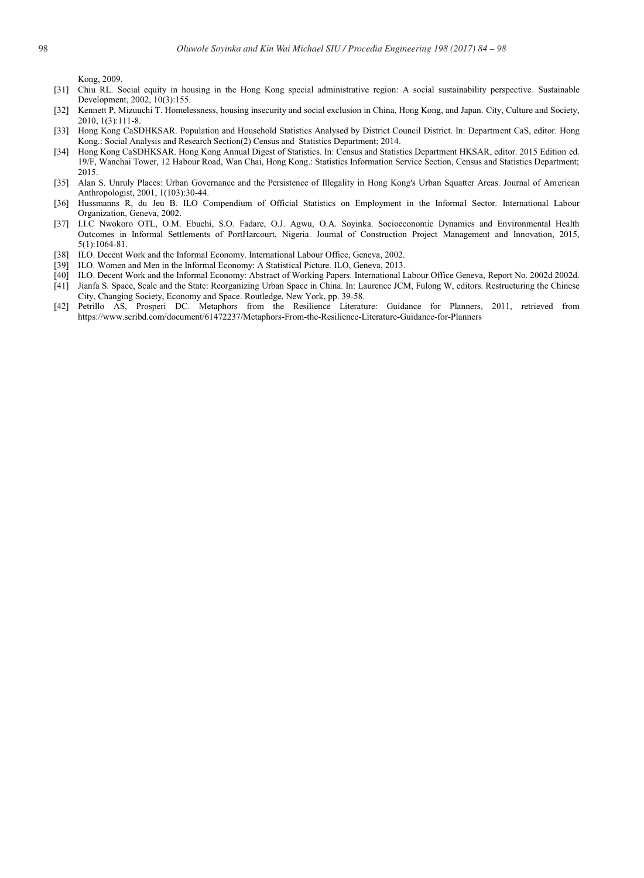Kong, 2009.

[31] Chiu RL. Social equity in housing in the Hong Kong special administrative region: A social sustainability perspective. Sustainable Development, 2002, 10(3):155.

[32] Kennett P, Mizuuchi T. Homelessness, housing insecurity and social exclusion in China, Hong Kong, and Japan. City, Culture and Society, 2010, 1(3):111-8.

[33] Hong Kong CaSDHKSAR. Population and Household Statistics Analysed by District Council District. In: Department CaS, editor. Hong Kong.: Social Analysis and Research Section(2) Census and Statistics Department; 2014.

[34] Hong Kong CaSDHKSAR. Hong Kong Annual Digest of Statistics. In: Census and Statistics Department HKSAR, editor. 2015 Edition ed. 19/F, Wanchai Tower, 12 Habour Road, Wan Chai, Hong Kong.: Statistics Information Service Section, Census and Statistics Department; 2015.

[35] Alan S. Unruly Places: Urban Governance and the Persistence of Illegality in Hong Kong's Urban Squatter Areas. Journal of American Anthropologist, 2001, 1(103):30-44.

[36] Hussmanns R, du Jeu B. ILO Compendium of Official Statistics on Employment in the Informal Sector. International Labour Organization, Geneva, 2002.

[37] I.I.C Nwokoro OTL, O.M. Ebuehi, S.O. Fadare, O.J. Agwu, O.A. Soyinka. Socioeconomic Dynamics and Environmental Health Outcomes in Informal Settlements of PortHarcourt, Nigeria. Journal of Construction Project Management and Innovation, 2015, 5(1):1064-81.

[38] ILO. Decent Work and the Informal Economy. International Labour Office, Geneva, 2002.

[39] ILO. Women and Men in the Informal Economy: A Statistical Picture. ILO, Geneva, 2013.

[40] ILO. Decent Work and the Informal Economy: Abstract of Working Papers. International Labour Office Geneva, Report No. 2002d 2002d.

[41] Jianfa S. Space, Scale and the State: Reorganizing Urban Space in China. In: Laurence JCM, Fulong W, editors. Restructuring the Chinese City, Changing Society, Economy and Space. Routledge, New York, pp. 39-58.

[42] Petrillo AS, Prosperi DC. Metaphors from the Resilience Literature: Guidance for Planners, 2011, retrieved from https://www.scribd.com/document/61472237/Metaphors-From-the-Resilience-Literature-Guidance-for-Planners